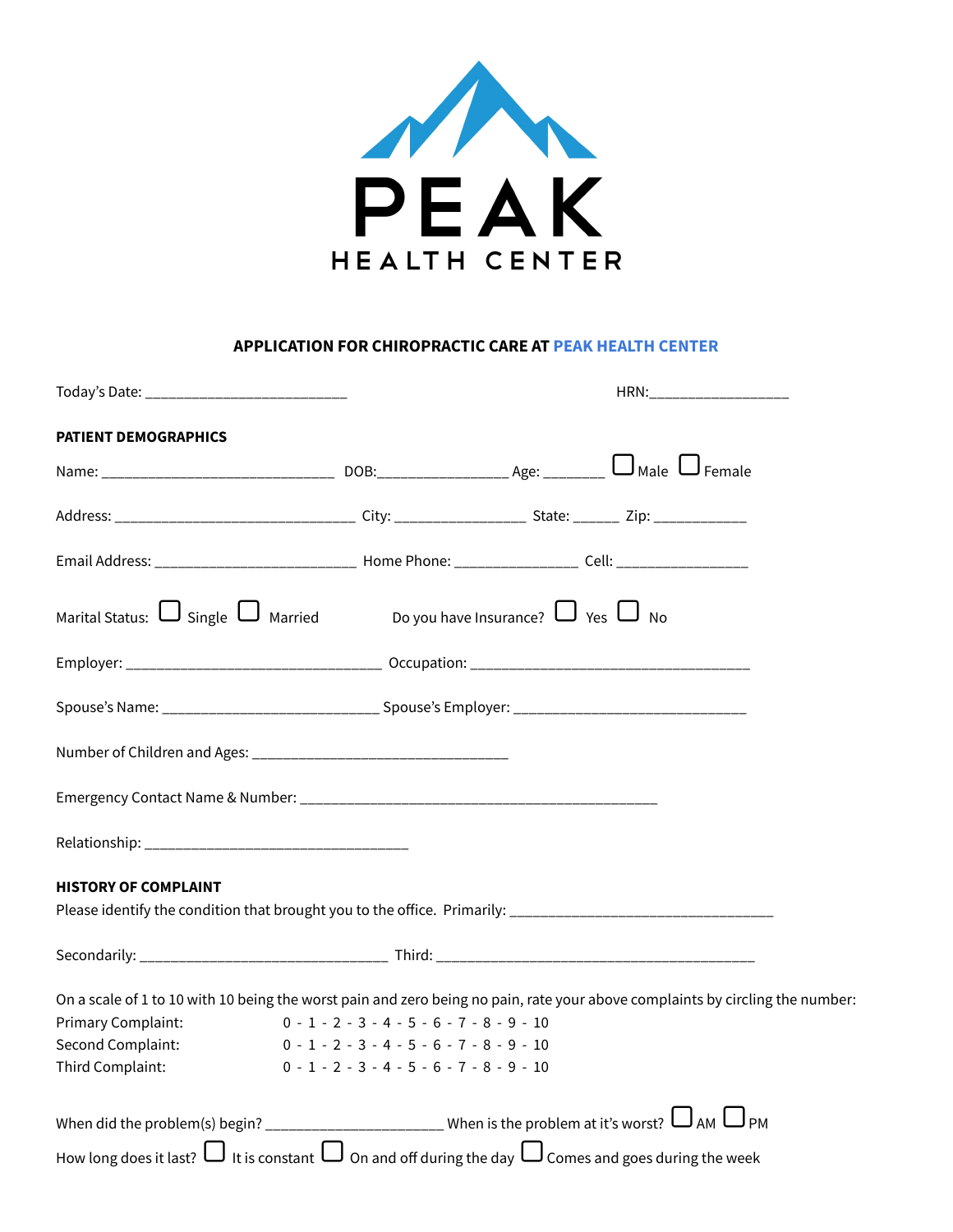# PEAK
## HEALTH CENTER

**APPLICATION FOR CHIROPRACTIC CARE AT PEAK HEALTH CENTER**

Today's Date: ___________________________ HRN:___________________

**PATIENT DEMOGRAPHICS**

Name: _______________________________ DOB:_________________ Age: ________ ☐ Male ☐ Female

Address: ________________________________ City: _________________ State: ______ Zip: ____________

Email Address: ___________________________ Home Phone: ________________ Cell: _________________

Marital Status: ☐ Single ☐ Married Do you have Insurance? ☐ Yes ☐ No

Employer: __________________________________ Occupation: _____________________________________

Spouse's Name: _____________________________ Spouse's Employer: _______________________________

Number of Children and Ages: __________________________________

Emergency Contact Name & Number: _______________________________________________

Relationship: ___________________________________

**HISTORY OF COMPLAINT**

Please identify the condition that brought you to the office. Primarily: ___________________________________

Secondarily: _________________________________ Third: __________________________________________

On a scale of 1 to 10 with 10 being the worst pain and zero being no pain, rate your above complaints by circling the number:

Primary Complaint: 0 - 1 - 2 - 3 - 4 - 5 - 6 - 7 - 8 - 9 - 10
Second Complaint: 0 - 1 - 2 - 3 - 4 - 5 - 6 - 7 - 8 - 9 - 10
Third Complaint: 0 - 1 - 2 - 3 - 4 - 5 - 6 - 7 - 8 - 9 - 10

When did the problem(s) begin? _______________________ When is the problem at it's worst? ☐ AM ☐ PM

How long does it last? ☐ It is constant ☐ On and off during the day ☐ Comes and goes during the week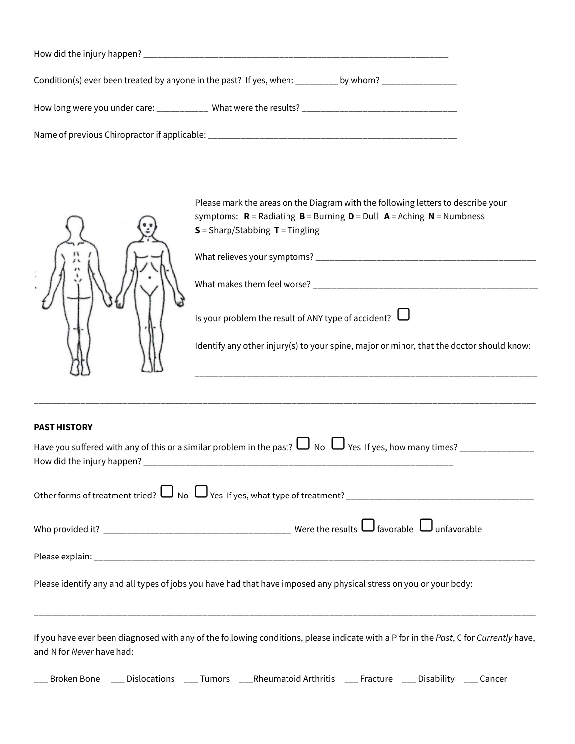How did the injury happen? ______________________________________________________________________

Condition(s) ever been treated by anyone in the past? If yes, when: _________ by whom? ________________

How long were you under care: ___________ What were the results? __________________________________

Name of previous Chiropractor if applicable: __________________________________________________________

Please mark the areas on the Diagram with the following letters to describe your symptoms: **R** = Radiating **B** = Burning **D** = Dull **A** = Aching **N** = Numbness **S** = Sharp/Stabbing **T** = Tingling

What relieves your symptoms? __________________________________________________

What makes them feel worse? __________________________________________________

Is your problem the result of ANY type of accident? ☐

Identify any other injury(s) to your spine, major or minor, that the doctor should know:

__________________________________________________________________________

__________________________________________________________________________________________________________

**PAST HISTORY**

Have you suffered with any of this or a similar problem in the past? ☐ No ☐ Yes If yes, how many times? ________________
How did the injury happen? ______________________________________________________________________

Other forms of treatment tried? ☐ No ☐ Yes If yes, what type of treatment? __________________________________________

Who provided it? ________________________________________ Were the results ☐ favorable ☐ unfavorable

Please explain: __________________________________________________________________________________________________

Please identify any and all types of jobs you have had that have imposed any physical stress on you or your body:

__________________________________________________________________________________________________________

If you have ever been diagnosed with any of the following conditions, please indicate with a P for in the *Past*, C for *Currently* have, and N for *Never* have had:

___ Broken Bone ___ Dislocations ___ Tumors ___Rheumatoid Arthritis ___ Fracture ___ Disability ___ Cancer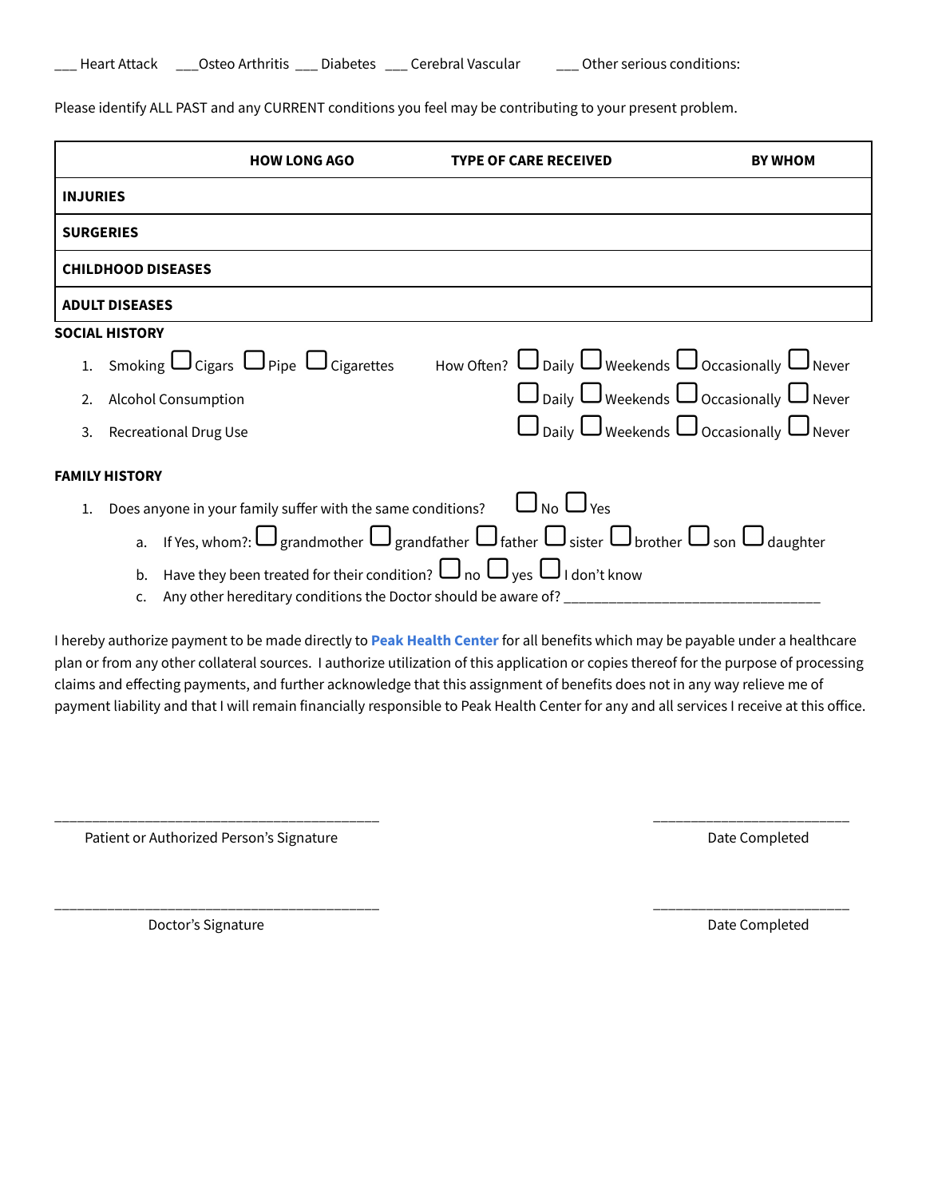___ Heart Attack ___Osteo Arthritis ___ Diabetes ___ Cerebral Vascular ___ Other serious conditions:

Please identify ALL PAST and any CURRENT conditions you feel may be contributing to your present problem.

| | **HOW LONG AGO** | **TYPE OF CARE RECEIVED** | **BY WHOM** |
|---|---|---|---|
| **INJURIES** | | | |
| **SURGERIES** | | | |
| **CHILDHOOD DISEASES** | | | |
| **ADULT DISEASES** | | | |

**SOCIAL HISTORY**

1. Smoking ☐ Cigars ☐ Pipe ☐ Cigarettes How Often? ☐ Daily ☐ Weekends ☐ Occasionally ☐ Never
2. Alcohol Consumption ☐ Daily ☐ Weekends ☐ Occasionally ☐ Never
3. Recreational Drug Use ☐ Daily ☐ Weekends ☐ Occasionally ☐ Never

**FAMILY HISTORY**

1. Does anyone in your family suffer with the same conditions? ☐ No ☐ Yes
   a. If Yes, whom?: ☐ grandmother ☐ grandfather ☐ father ☐ sister ☐ brother ☐ son ☐ daughter
   b. Have they been treated for their condition? ☐ no ☐ yes ☐ I don't know
   c. Any other hereditary conditions the Doctor should be aware of? ___________________________________

I hereby authorize payment to be made directly to **Peak Health Center** for all benefits which may be payable under a healthcare plan or from any other collateral sources. I authorize utilization of this application or copies thereof for the purpose of processing claims and effecting payments, and further acknowledge that this assignment of benefits does not in any way relieve me of payment liability and that I will remain financially responsible to Peak Health Center for any and all services I receive at this office.

_________________________________________ _________________________

Patient or Authorized Person's Signature Date Completed

_________________________________________ _________________________

Doctor's Signature Date Completed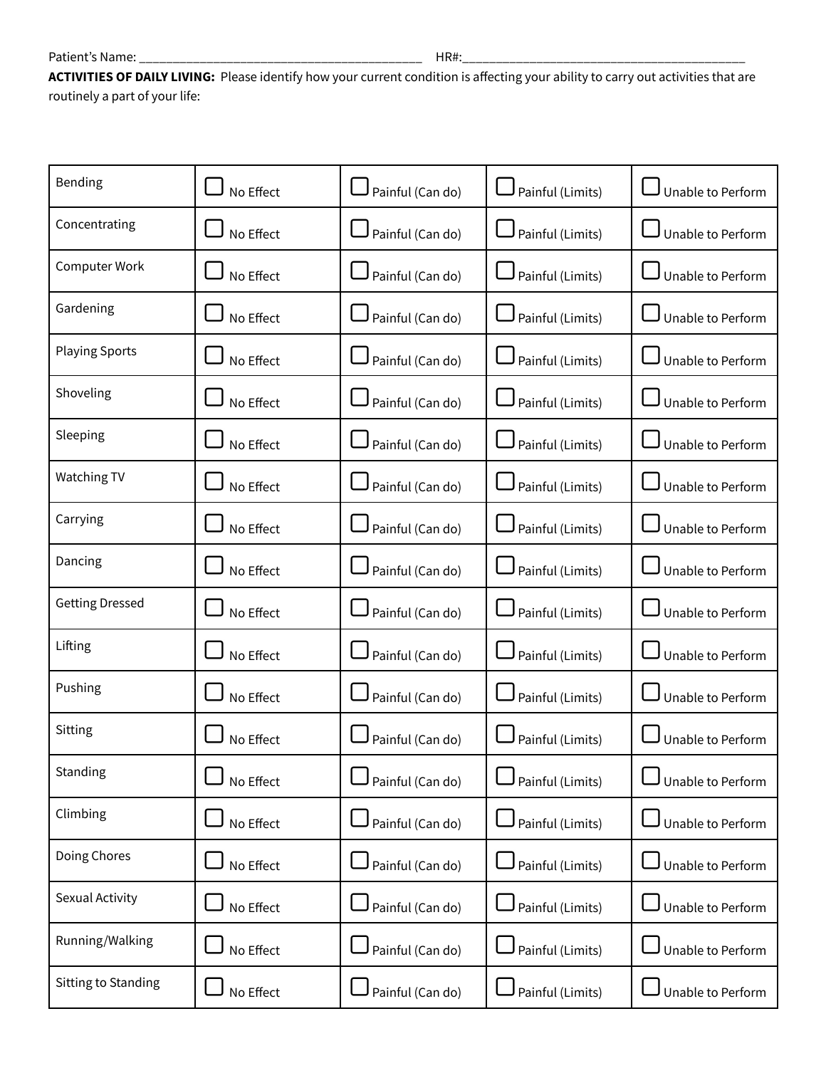Patient's Name: ___________________________________________ HR#:___________________________________________

**ACTIVITIES OF DAILY LIVING:** Please identify how your current condition is affecting your ability to carry out activities that are routinely a part of your life:

| | | | | |
|---|---|---|---|---|
| Bending | ☐ No Effect | ☐ Painful (Can do) | ☐ Painful (Limits) | ☐ Unable to Perform |
| Concentrating | ☐ No Effect | ☐ Painful (Can do) | ☐ Painful (Limits) | ☐ Unable to Perform |
| Computer Work | ☐ No Effect | ☐ Painful (Can do) | ☐ Painful (Limits) | ☐ Unable to Perform |
| Gardening | ☐ No Effect | ☐ Painful (Can do) | ☐ Painful (Limits) | ☐ Unable to Perform |
| Playing Sports | ☐ No Effect | ☐ Painful (Can do) | ☐ Painful (Limits) | ☐ Unable to Perform |
| Shoveling | ☐ No Effect | ☐ Painful (Can do) | ☐ Painful (Limits) | ☐ Unable to Perform |
| Sleeping | ☐ No Effect | ☐ Painful (Can do) | ☐ Painful (Limits) | ☐ Unable to Perform |
| Watching TV | ☐ No Effect | ☐ Painful (Can do) | ☐ Painful (Limits) | ☐ Unable to Perform |
| Carrying | ☐ No Effect | ☐ Painful (Can do) | ☐ Painful (Limits) | ☐ Unable to Perform |
| Dancing | ☐ No Effect | ☐ Painful (Can do) | ☐ Painful (Limits) | ☐ Unable to Perform |
| Getting Dressed | ☐ No Effect | ☐ Painful (Can do) | ☐ Painful (Limits) | ☐ Unable to Perform |
| Lifting | ☐ No Effect | ☐ Painful (Can do) | ☐ Painful (Limits) | ☐ Unable to Perform |
| Pushing | ☐ No Effect | ☐ Painful (Can do) | ☐ Painful (Limits) | ☐ Unable to Perform |
| Sitting | ☐ No Effect | ☐ Painful (Can do) | ☐ Painful (Limits) | ☐ Unable to Perform |
| Standing | ☐ No Effect | ☐ Painful (Can do) | ☐ Painful (Limits) | ☐ Unable to Perform |
| Climbing | ☐ No Effect | ☐ Painful (Can do) | ☐ Painful (Limits) | ☐ Unable to Perform |
| Doing Chores | ☐ No Effect | ☐ Painful (Can do) | ☐ Painful (Limits) | ☐ Unable to Perform |
| Sexual Activity | ☐ No Effect | ☐ Painful (Can do) | ☐ Painful (Limits) | ☐ Unable to Perform |
| Running/Walking | ☐ No Effect | ☐ Painful (Can do) | ☐ Painful (Limits) | ☐ Unable to Perform |
| Sitting to Standing | ☐ No Effect | ☐ Painful (Can do) | ☐ Painful (Limits) | ☐ Unable to Perform |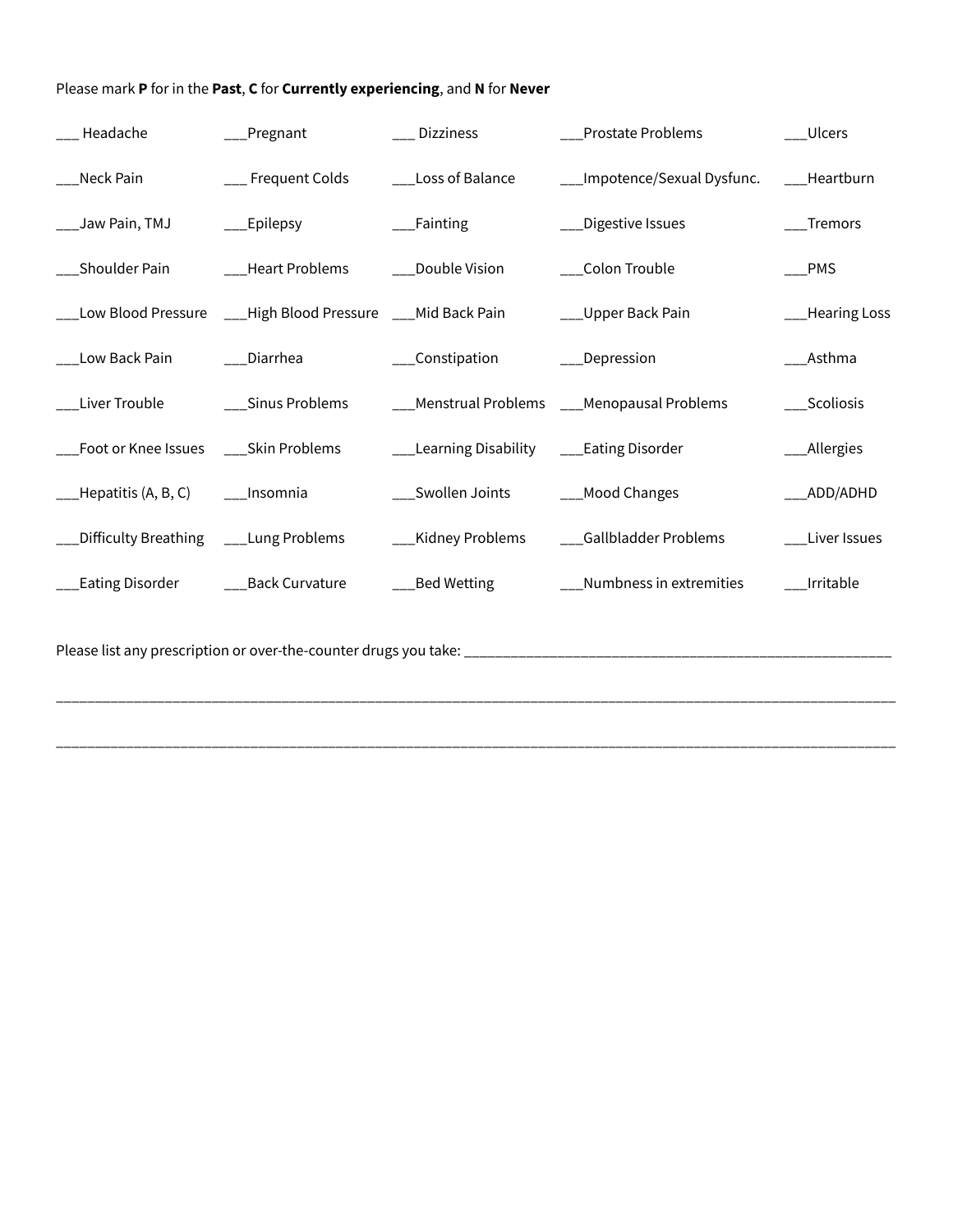Please mark **P** for in the **Past**, **C** for **Currently experiencing**, and **N** for **Never**

| | | | | |
|---|---|---|---|---|
| ___ Headache | ___Pregnant | ___ Dizziness | ___Prostate Problems | ___Ulcers |
| ___Neck Pain | ___ Frequent Colds | ___Loss of Balance | ___Impotence/Sexual Dysfunc. | ___Heartburn |
| ___Jaw Pain, TMJ | ___Epilepsy | ___Fainting | ___Digestive Issues | ___Tremors |
| ___Shoulder Pain | ___Heart Problems | ___Double Vision | ___Colon Trouble | ___PMS |
| ___Low Blood Pressure | ___High Blood Pressure | ___Mid Back Pain | ___Upper Back Pain | ___Hearing Loss |
| ___Low Back Pain | ___Diarrhea | ___Constipation | ___Depression | ___Asthma |
| ___Liver Trouble | ___Sinus Problems | ___Menstrual Problems | ___Menopausal Problems | ___Scoliosis |
| ___Foot or Knee Issues | ___Skin Problems | ___Learning Disability | ___Eating Disorder | ___Allergies |
| ___Hepatitis (A, B, C) | ___Insomnia | ___Swollen Joints | ___Mood Changes | ___ADD/ADHD |
| ___Difficulty Breathing | ___Lung Problems | ___Kidney Problems | ___Gallbladder Problems | ___Liver Issues |
| ___Eating Disorder | ___Back Curvature | ___Bed Wetting | ___Numbness in extremities | ___Irritable |

Please list any prescription or over-the-counter drugs you take: ________________________________________________________

______________________________________________________________________________________________________________

______________________________________________________________________________________________________________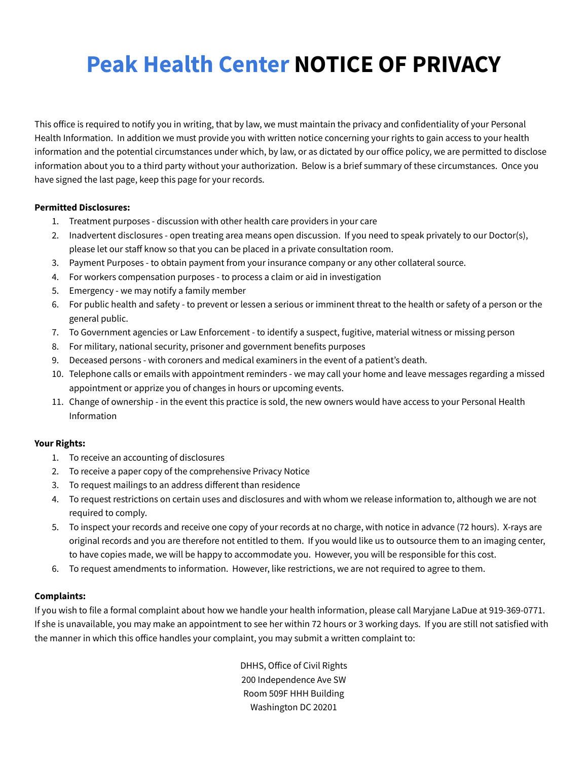# **Peak Health Center NOTICE OF PRIVACY**

This office is required to notify you in writing, that by law, we must maintain the privacy and confidentiality of your Personal Health Information. In addition we must provide you with written notice concerning your rights to gain access to your health information and the potential circumstances under which, by law, or as dictated by our office policy, we are permitted to disclose information about you to a third party without your authorization. Below is a brief summary of these circumstances. Once you have signed the last page, keep this page for your records.

**Permitted Disclosures:**

1. Treatment purposes - discussion with other health care providers in your care
2. Inadvertent disclosures - open treating area means open discussion. If you need to speak privately to our Doctor(s), please let our staff know so that you can be placed in a private consultation room.
3. Payment Purposes - to obtain payment from your insurance company or any other collateral source.
4. For workers compensation purposes - to process a claim or aid in investigation
5. Emergency - we may notify a family member
6. For public health and safety - to prevent or lessen a serious or imminent threat to the health or safety of a person or the general public.
7. To Government agencies or Law Enforcement - to identify a suspect, fugitive, material witness or missing person
8. For military, national security, prisoner and government benefits purposes
9. Deceased persons - with coroners and medical examiners in the event of a patient's death.
10. Telephone calls or emails with appointment reminders - we may call your home and leave messages regarding a missed appointment or apprize you of changes in hours or upcoming events.
11. Change of ownership - in the event this practice is sold, the new owners would have access to your Personal Health Information

**Your Rights:**

1. To receive an accounting of disclosures
2. To receive a paper copy of the comprehensive Privacy Notice
3. To request mailings to an address different than residence
4. To request restrictions on certain uses and disclosures and with whom we release information to, although we are not required to comply.
5. To inspect your records and receive one copy of your records at no charge, with notice in advance (72 hours). X-rays are original records and you are therefore not entitled to them. If you would like us to outsource them to an imaging center, to have copies made, we will be happy to accommodate you. However, you will be responsible for this cost.
6. To request amendments to information. However, like restrictions, we are not required to agree to them.

**Complaints:**

If you wish to file a formal complaint about how we handle your health information, please call Maryjane LaDue at 919-369-0771. If she is unavailable, you may make an appointment to see her within 72 hours or 3 working days. If you are still not satisfied with the manner in which this office handles your complaint, you may submit a written complaint to:

DHHS, Office of Civil Rights
200 Independence Ave SW
Room 509F HHH Building
Washington DC 20201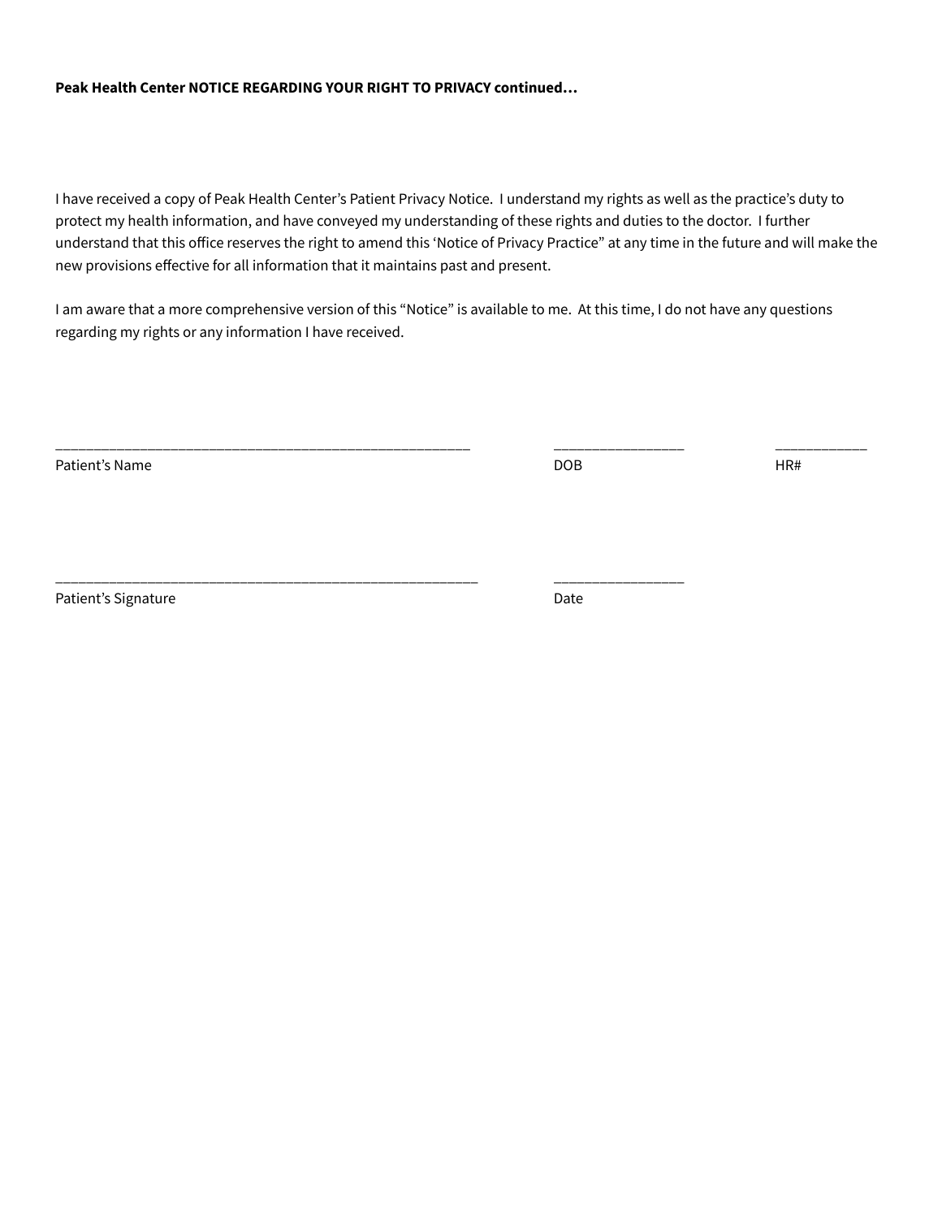**Peak Health Center NOTICE REGARDING YOUR RIGHT TO PRIVACY continued…**

I have received a copy of Peak Health Center's Patient Privacy Notice. I understand my rights as well as the practice's duty to protect my health information, and have conveyed my understanding of these rights and duties to the doctor. I further understand that this office reserves the right to amend this 'Notice of Privacy Practice" at any time in the future and will make the new provisions effective for all information that it maintains past and present.

I am aware that a more comprehensive version of this "Notice" is available to me. At this time, I do not have any questions regarding my rights or any information I have received.

| | | |
|---|---|---|
| ______________________________________________ | _______________ | ___________ |
| Patient's Name | DOB | HR# |
| ______________________________________________ | _______________ | |
| Patient's Signature | Date | |